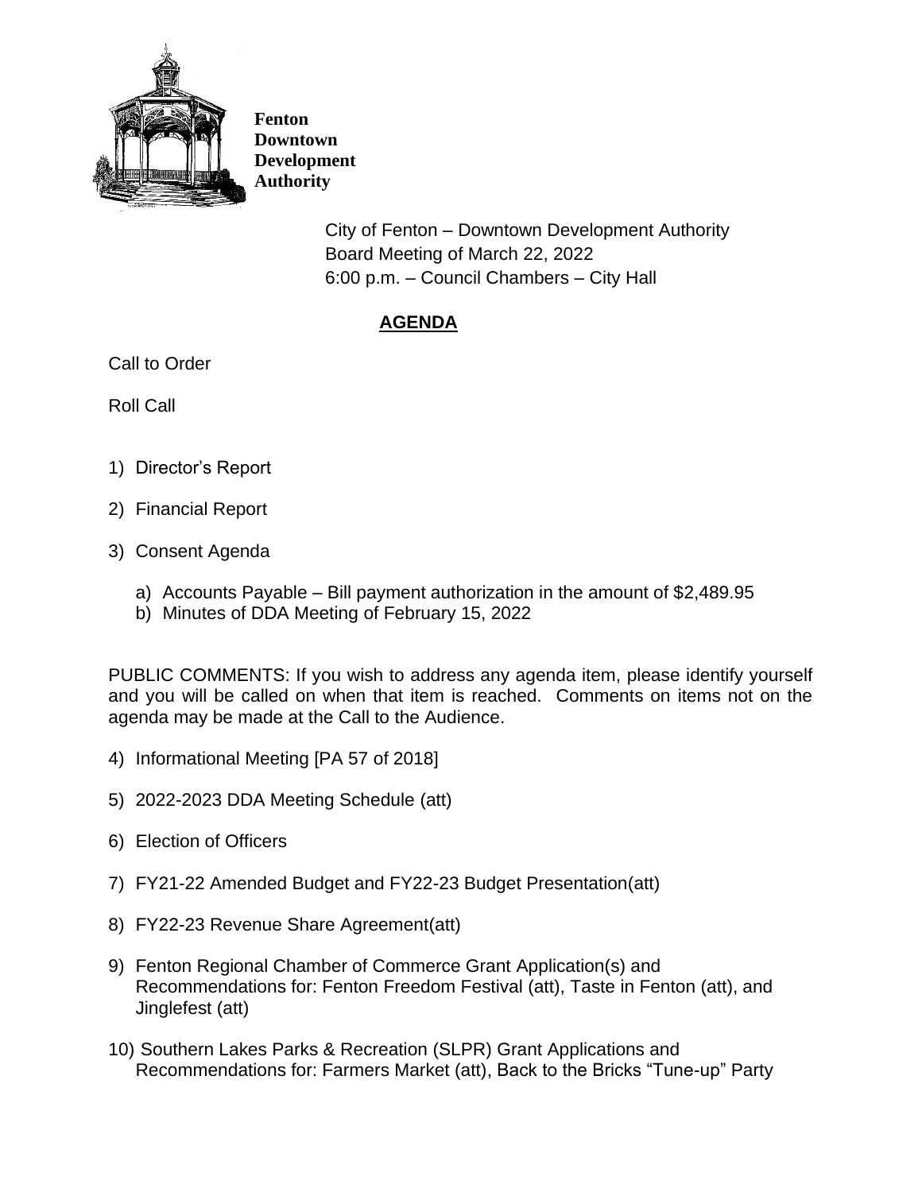**Fenton Downtown Development Authority**

City of Fenton – Downtown Development Authority
Board Meeting of March 22, 2022
6:00 p.m. – Council Chambers – City Hall

## AGENDA

Call to Order

Roll Call

1) Director's Report

2) Financial Report

3) Consent Agenda

   a) Accounts Payable – Bill payment authorization in the amount of $2,489.95
   b) Minutes of DDA Meeting of February 15, 2022

PUBLIC COMMENTS: If you wish to address any agenda item, please identify yourself and you will be called on when that item is reached. Comments on items not on the agenda may be made at the Call to the Audience.

4) Informational Meeting [PA 57 of 2018]

5) 2022-2023 DDA Meeting Schedule (att)

6) Election of Officers

7) FY21-22 Amended Budget and FY22-23 Budget Presentation(att)

8) FY22-23 Revenue Share Agreement(att)

9) Fenton Regional Chamber of Commerce Grant Application(s) and Recommendations for: Fenton Freedom Festival (att), Taste in Fenton (att), and Jinglefest (att)

10) Southern Lakes Parks & Recreation (SLPR) Grant Applications and Recommendations for: Farmers Market (att), Back to the Bricks "Tune-up" Party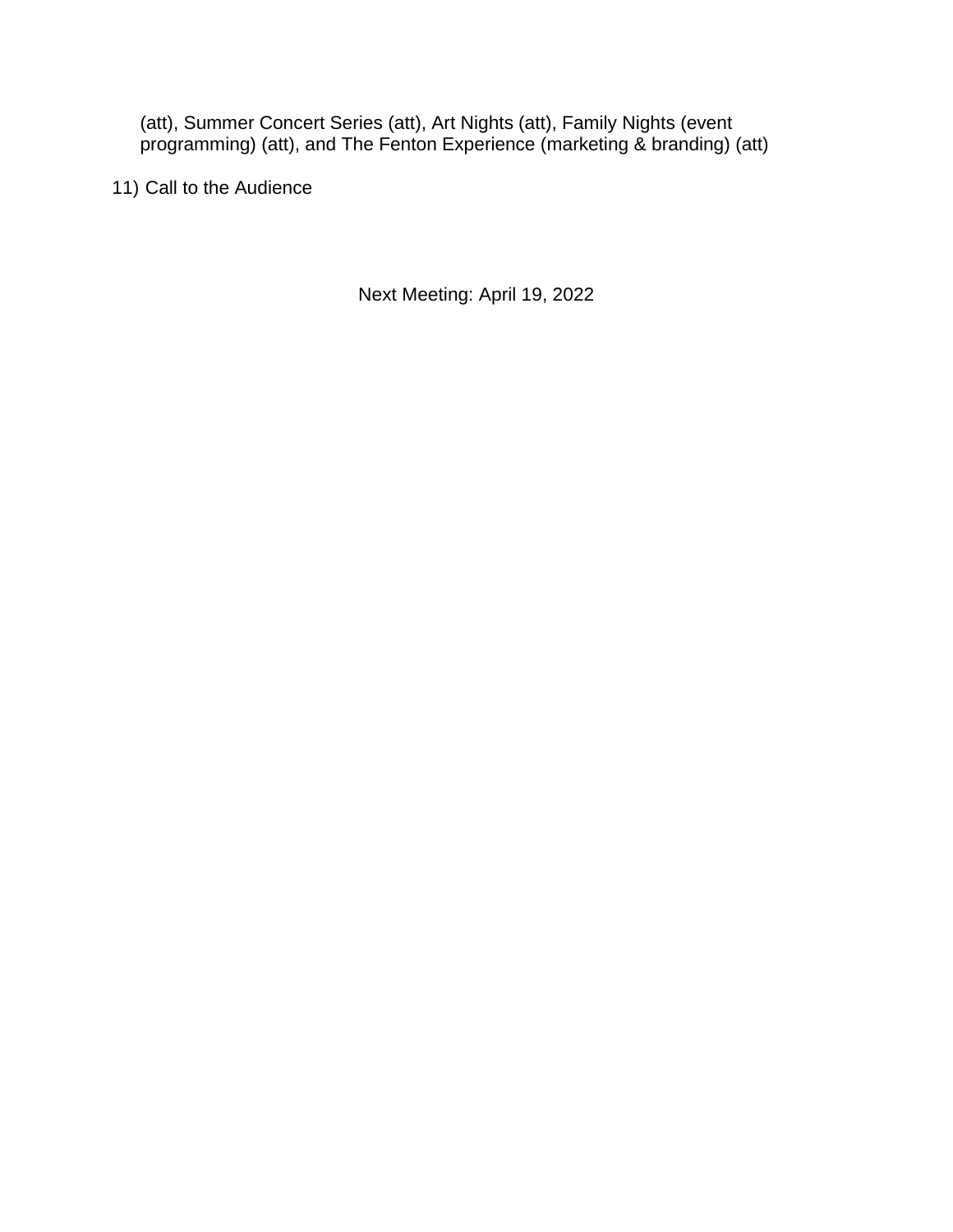(att), Summer Concert Series (att), Art Nights (att), Family Nights (event programming) (att), and The Fenton Experience (marketing & branding) (att)

11) Call to the Audience

Next Meeting: April 19, 2022